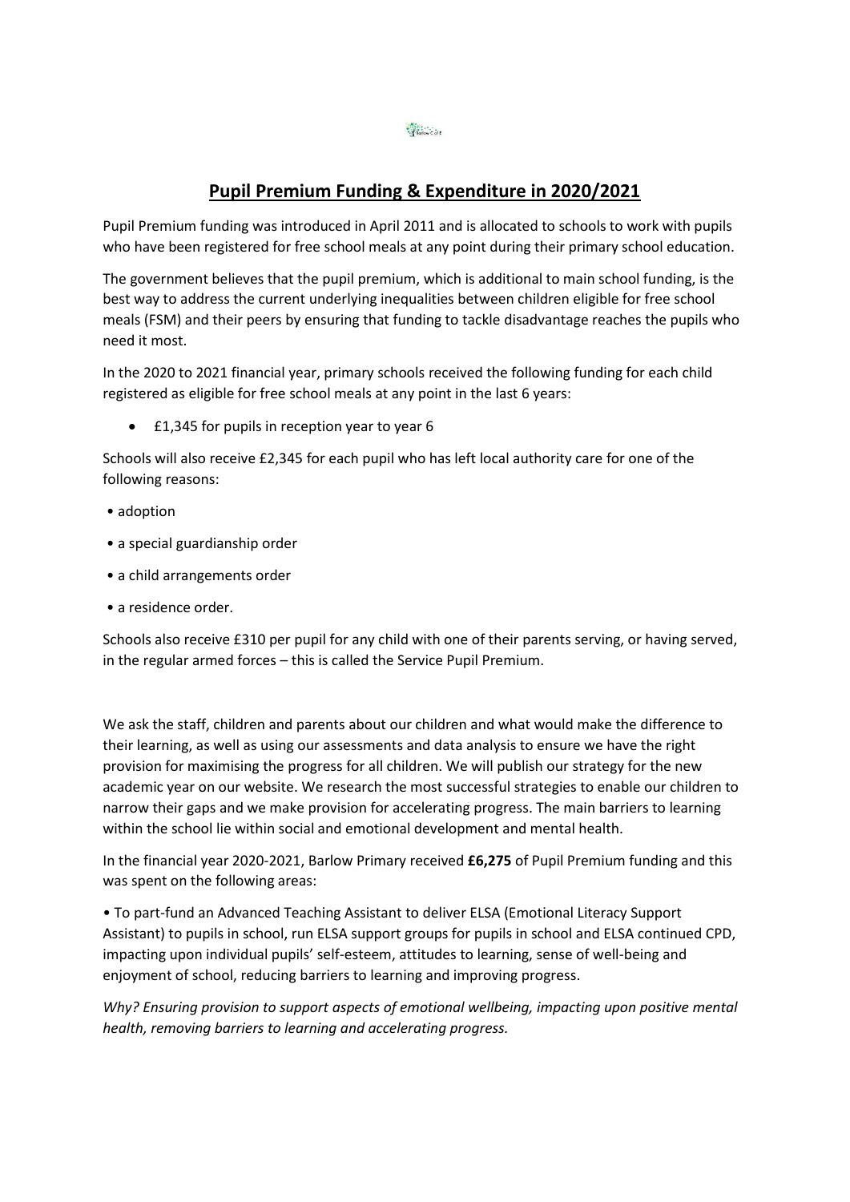# **Pupil Premium Funding & Expenditure in 2020/2021**

Pupil Premium funding was introduced in April 2011 and is allocated to schools to work with pupils who have been registered for free school meals at any point during their primary school education.

The government believes that the pupil premium, which is additional to main school funding, is the best way to address the current underlying inequalities between children eligible for free school meals (FSM) and their peers by ensuring that funding to tackle disadvantage reaches the pupils who need it most.

In the 2020 to 2021 financial year, primary schools received the following funding for each child registered as eligible for free school meals at any point in the last 6 years:

- £1,345 for pupils in reception year to year 6

Schools will also receive £2,345 for each pupil who has left local authority care for one of the following reasons:

- adoption
- a special guardianship order
- a child arrangements order
- a residence order.

Schools also receive £310 per pupil for any child with one of their parents serving, or having served, in the regular armed forces – this is called the Service Pupil Premium.

We ask the staff, children and parents about our children and what would make the difference to their learning, as well as using our assessments and data analysis to ensure we have the right provision for maximising the progress for all children. We will publish our strategy for the new academic year on our website. We research the most successful strategies to enable our children to narrow their gaps and we make provision for accelerating progress. The main barriers to learning within the school lie within social and emotional development and mental health.

In the financial year 2020-2021, Barlow Primary received **£6,275** of Pupil Premium funding and this was spent on the following areas:

- To part-fund an Advanced Teaching Assistant to deliver ELSA (Emotional Literacy Support Assistant) to pupils in school, run ELSA support groups for pupils in school and ELSA continued CPD, impacting upon individual pupils' self-esteem, attitudes to learning, sense of well-being and enjoyment of school, reducing barriers to learning and improving progress.

*Why? Ensuring provision to support aspects of emotional wellbeing, impacting upon positive mental health, removing barriers to learning and accelerating progress.*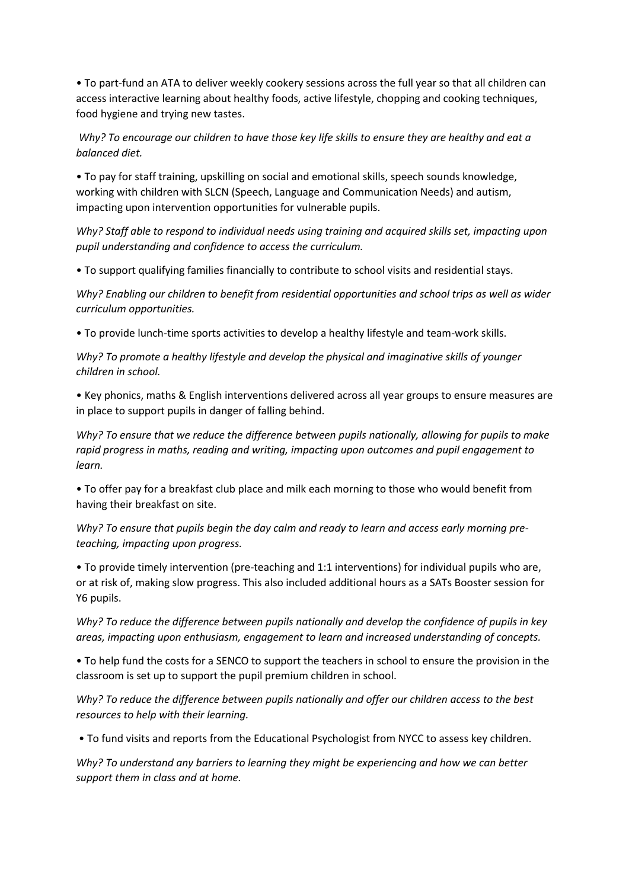- To part-fund an ATA to deliver weekly cookery sessions across the full year so that all children can access interactive learning about healthy foods, active lifestyle, chopping and cooking techniques, food hygiene and trying new tastes.

*Why? To encourage our children to have those key life skills to ensure they are healthy and eat a balanced diet.*

- To pay for staff training, upskilling on social and emotional skills, speech sounds knowledge, working with children with SLCN (Speech, Language and Communication Needs) and autism, impacting upon intervention opportunities for vulnerable pupils.

*Why? Staff able to respond to individual needs using training and acquired skills set, impacting upon pupil understanding and confidence to access the curriculum.*

- To support qualifying families financially to contribute to school visits and residential stays.

*Why? Enabling our children to benefit from residential opportunities and school trips as well as wider curriculum opportunities.*

- To provide lunch-time sports activities to develop a healthy lifestyle and team-work skills.

*Why? To promote a healthy lifestyle and develop the physical and imaginative skills of younger children in school.*

- Key phonics, maths & English interventions delivered across all year groups to ensure measures are in place to support pupils in danger of falling behind.

*Why? To ensure that we reduce the difference between pupils nationally, allowing for pupils to make rapid progress in maths, reading and writing, impacting upon outcomes and pupil engagement to learn.*

- To offer pay for a breakfast club place and milk each morning to those who would benefit from having their breakfast on site.

*Why? To ensure that pupils begin the day calm and ready to learn and access early morning pre-teaching, impacting upon progress.*

- To provide timely intervention (pre-teaching and 1:1 interventions) for individual pupils who are, or at risk of, making slow progress. This also included additional hours as a SATs Booster session for Y6 pupils.

*Why? To reduce the difference between pupils nationally and develop the confidence of pupils in key areas, impacting upon enthusiasm, engagement to learn and increased understanding of concepts.*

- To help fund the costs for a SENCO to support the teachers in school to ensure the provision in the classroom is set up to support the pupil premium children in school.

*Why? To reduce the difference between pupils nationally and offer our children access to the best resources to help with their learning.*

- To fund visits and reports from the Educational Psychologist from NYCC to assess key children.

*Why? To understand any barriers to learning they might be experiencing and how we can better support them in class and at home.*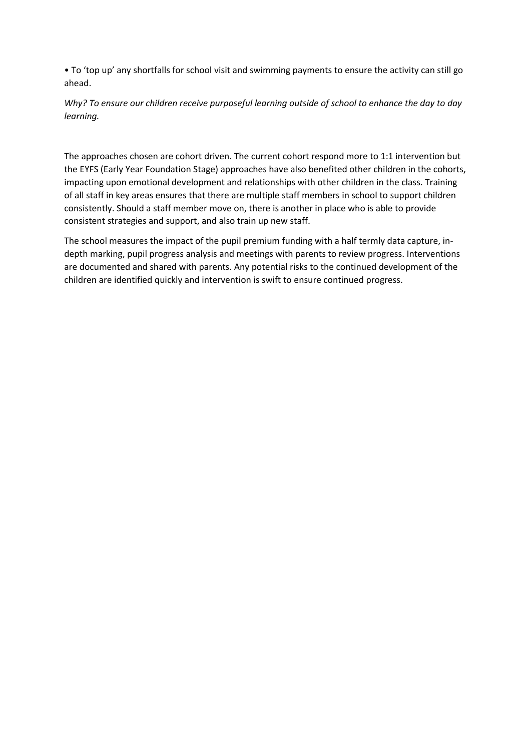- To 'top up' any shortfalls for school visit and swimming payments to ensure the activity can still go ahead.

*Why? To ensure our children receive purposeful learning outside of school to enhance the day to day learning.*

The approaches chosen are cohort driven. The current cohort respond more to 1:1 intervention but the EYFS (Early Year Foundation Stage) approaches have also benefited other children in the cohorts, impacting upon emotional development and relationships with other children in the class. Training of all staff in key areas ensures that there are multiple staff members in school to support children consistently. Should a staff member move on, there is another in place who is able to provide consistent strategies and support, and also train up new staff.

The school measures the impact of the pupil premium funding with a half termly data capture, in-depth marking, pupil progress analysis and meetings with parents to review progress. Interventions are documented and shared with parents. Any potential risks to the continued development of the children are identified quickly and intervention is swift to ensure continued progress.